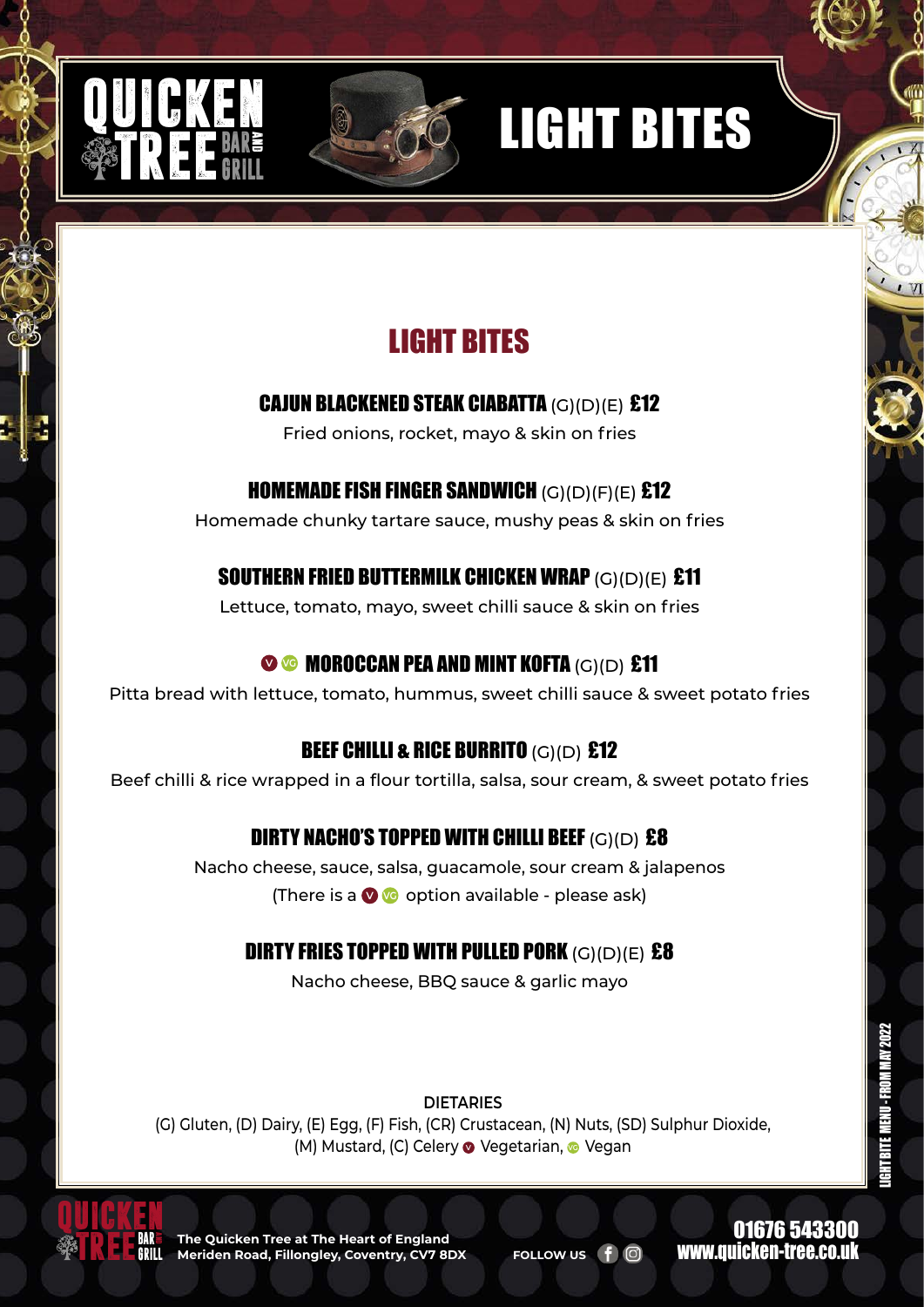# QUICKEN TREE BAR AND GRILL

# LIGHT BITES

## LIGHT BITES

**CAJUN BLACKENED STEAK CIABATTA** (G)(D)(E) **£12**
Fried onions, rocket, mayo & skin on fries

**HOMEMADE FISH FINGER SANDWICH** (G)(D)(F)(E) **£12**
Homemade chunky tartare sauce, mushy peas & skin on fries

**SOUTHERN FRIED BUTTERMILK CHICKEN WRAP** (G)(D)(E) **£11**
Lettuce, tomato, mayo, sweet chilli sauce & skin on fries

V VG **MOROCCAN PEA AND MINT KOFTA** (G)(D) **£11**
Pitta bread with lettuce, tomato, hummus, sweet chilli sauce & sweet potato fries

**BEEF CHILLI & RICE BURRITO** (G)(D) **£12**
Beef chilli & rice wrapped in a flour tortilla, salsa, sour cream, & sweet potato fries

**DIRTY NACHO'S TOPPED WITH CHILLI BEEF** (G)(D) **£8**
Nacho cheese, sauce, salsa, guacamole, sour cream & jalapenos
(There is a V VG option available - please ask)

**DIRTY FRIES TOPPED WITH PULLED PORK** (G)(D)(E) **£8**
Nacho cheese, BBQ sauce & garlic mayo

**DIETARIES**
(G) Gluten, (D) Dairy, (E) Egg, (F) Fish, (CR) Crustacean, (N) Nuts, (SD) Sulphur Dioxide, (M) Mustard, (C) Celery V Vegetarian, VG Vegan

LIGHT BITE MENU - FROM MAY 2022

**The Quicken Tree at The Heart of England**
**Meriden Road, Fillongley, Coventry, CV7 8DX**

FOLLOW US

**01676 543300**
**www.quicken-tree.co.uk**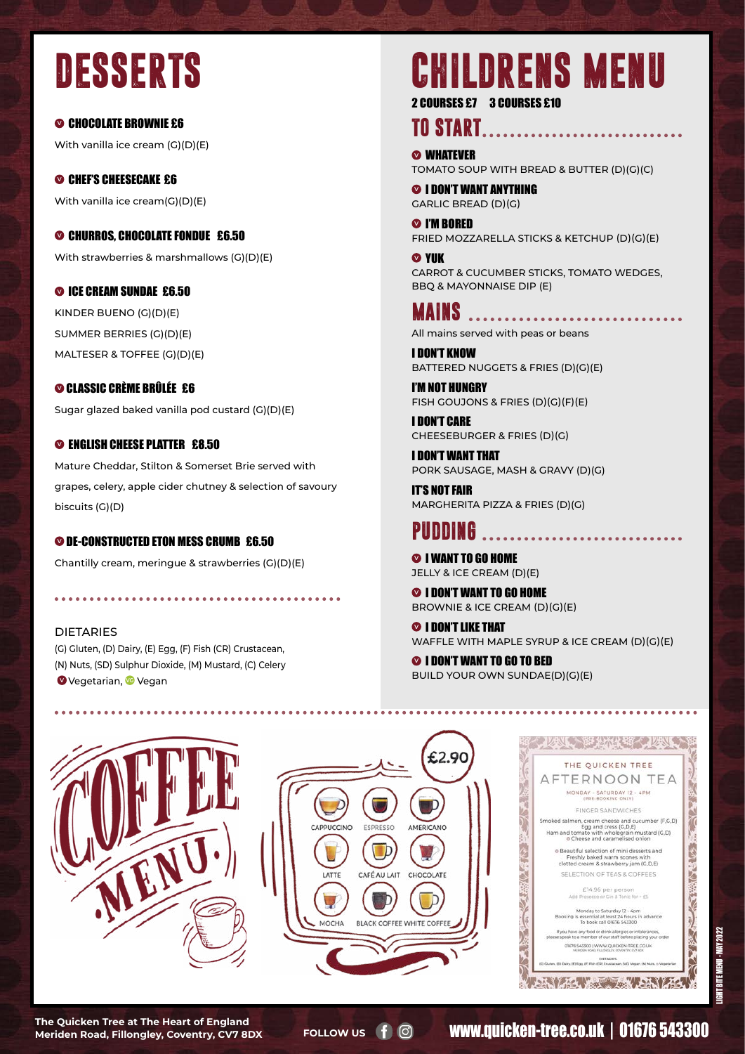# DESSERTS

**V CHOCOLATE BROWNIE £6**
With vanilla ice cream (G)(D)(E)

**V CHEF'S CHEESECAKE £6**
With vanilla ice cream(G)(D)(E)

**V CHURROS, CHOCOLATE FONDUE £6.50**
With strawberries & marshmallows (G)(D)(E)

**V ICE CREAM SUNDAE £6.50**
KINDER BUENO (G)(D)(E)
SUMMER BERRIES (G)(D)(E)
MALTESER & TOFFEE (G)(D)(E)

**V CLASSIC CRÈME BRÛLÉE £6**
Sugar glazed baked vanilla pod custard (G)(D)(E)

**V ENGLISH CHEESE PLATTER £8.50**
Mature Cheddar, Stilton & Somerset Brie served with grapes, celery, apple cider chutney & selection of savoury biscuits (G)(D)

**V DE-CONSTRUCTED ETON MESS CRUMB £6.50**
Chantilly cream, meringue & strawberries (G)(D)(E)

DIETARIES
(G) Gluten, (D) Dairy, (E) Egg, (F) Fish (CR) Crustacean, (N) Nuts, (SD) Sulphur Dioxide, (M) Mustard, (C) Celery
V Vegetarian, VG Vegan

# CHILDRENS MENU

**2 COURSES £7 3 COURSES £10**

## TO START

**V WHATEVER**
TOMATO SOUP WITH BREAD & BUTTER (D)(G)(C)

**V I DON'T WANT ANYTHING**
GARLIC BREAD (D)(G)

**V I'M BORED**
FRIED MOZZARELLA STICKS & KETCHUP (D)(G)(E)

**V YUK**
CARROT & CUCUMBER STICKS, TOMATO WEDGES, BBQ & MAYONNAISE DIP (E)

## MAINS

All mains served with peas or beans

**I DON'T KNOW**
BATTERED NUGGETS & FRIES (D)(G)(E)

**I'M NOT HUNGRY**
FISH GOUJONS & FRIES (D)(G)(F)(E)

**I DON'T CARE**
CHEESEBURGER & FRIES (D)(G)

**I DON'T WANT THAT**
PORK SAUSAGE, MASH & GRAVY (D)(G)

**IT'S NOT FAIR**
MARGHERITA PIZZA & FRIES (D)(G)

## PUDDING

**V I WANT TO GO HOME**
JELLY & ICE CREAM (D)(E)

**V I DON'T WANT TO GO HOME**
BROWNIE & ICE CREAM (D)(G)(E)

**V I DON'T LIKE THAT**
WAFFLE WITH MAPLE SYRUP & ICE CREAM (D)(G)(E)

**V I DON'T WANT TO GO TO BED**
BUILD YOUR OWN SUNDAE(D)(G)(E)

COFFEE MENU

£2.90

CAPPUCCINO ESPRESSO AMERICANO
LATTE CAFÉ AU LAIT CHOCOLATE
MOCHA BLACK COFFEE WHITE COFFEE

THE QUICKEN TREE
AFTERNOON TEA
MONDAY - SATURDAY 12 - 4PM
(PRE-BOOKING ONLY)

FINGER SANDWICHES
Smoked salmon, cream cheese and cucumber (F,G,D)
Egg and cress (G,D,E)
Ham and tomato with wholegrain mustard (G,D)
Cheese and caramelised onion

Beautiful selection of mini desserts and
Freshly baked warm scones with
clotted cream & strawberry jam (G,D,E)

SELECTION OF TEAS & COFFEES

£14.95 per person
Add Prosecco or Gin & Tonic for + £5

Monday to Saturday 12 - 4pm
Booking is essential at least 24 hours in advance
To book call 01676 543300

If you have any food or drink allergies or intolerances, please speak to a member of our staff before placing your order

01676 543300 | WWW.QUICKEN-TREE.CO.UK

LIGHT BITE MENU - MAY 2022

**The Quicken Tree at The Heart of England**
**Meriden Road, Fillongley, Coventry, CV7 8DX**

FOLLOW US

www.quicken-tree.co.uk | 01676 543300